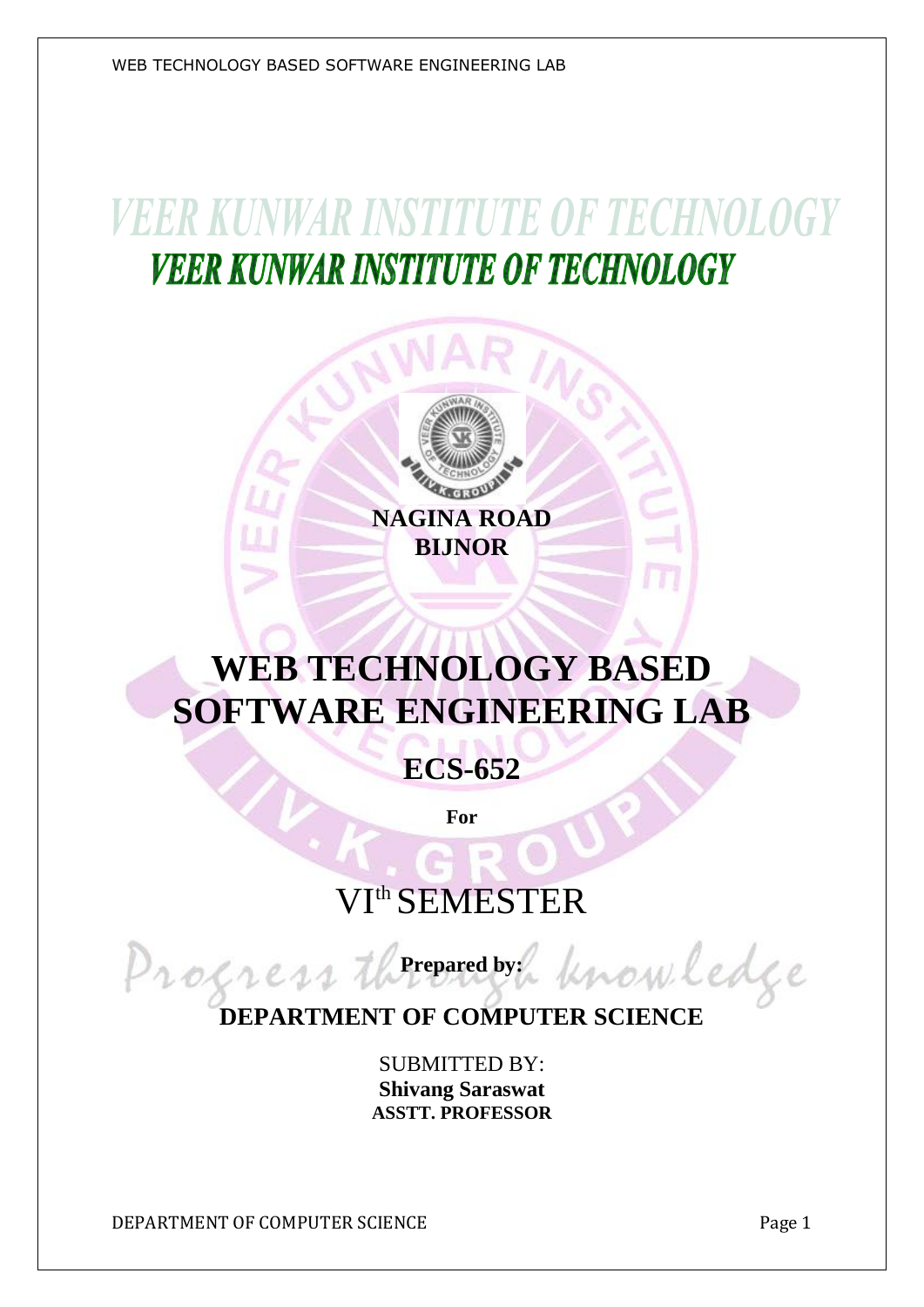# VEER KUNWAR INSTITUTE OF TECHNOLOGY

**NAGINA ROAD**
**BIJNOR**

# WEB TECHNOLOGY BASED SOFTWARE ENGINEERING LAB

## ECS-652

**For**

## VI$^{th}$ SEMESTER

*Progress through knowledge*

**Prepared by:**

**DEPARTMENT OF COMPUTER SCIENCE**

SUBMITTED BY:
**Shivang Saraswat**
**ASSTT. PROFESSOR**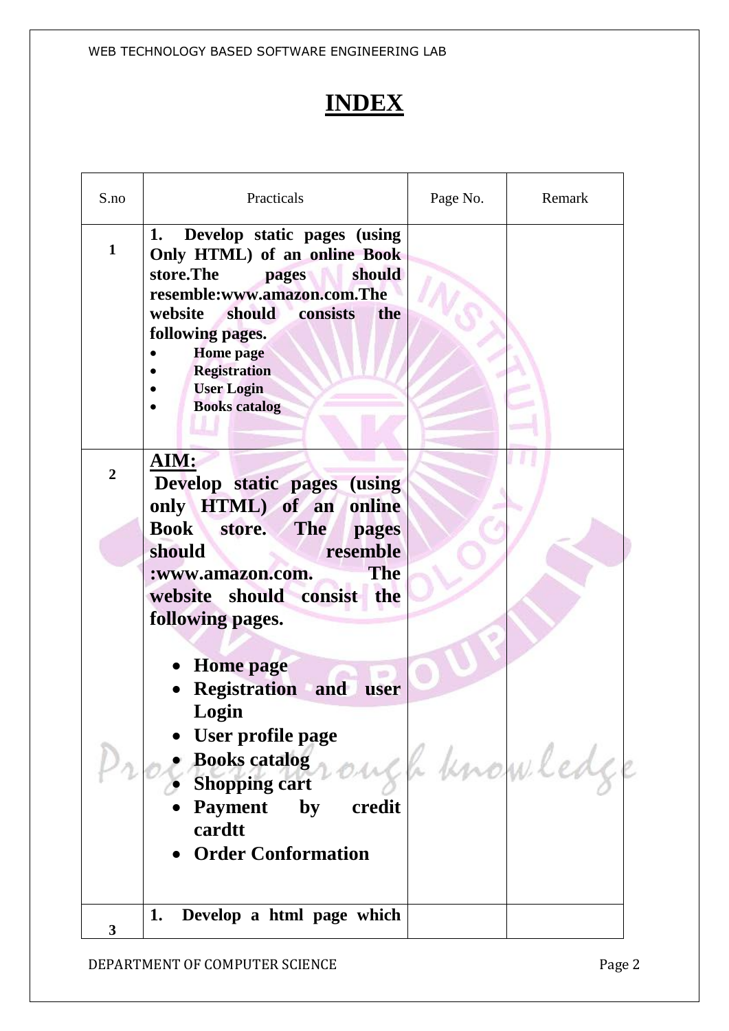# INDEX

| S.no | Practicals | Page No. | Remark |
|---|---|---|---|
| 1 | **1. Develop static pages (using Only HTML) of an online Book store.The pages should resemble:www.amazon.com.The website should consists the following pages.** <br>• **Home page** <br>• **Registration** <br>• **User Login** <br>• **Books catalog** | | |
| 2 | **AIM:** <br>**Develop static pages (using only HTML) of an online Book store. The pages should resemble :www.amazon.com. The website should consist the following pages.** <br>• **Home page** <br>• **Registration and user Login** <br>• **User profile page** <br>• **Books catalog** <br>• **Shopping cart** <br>• **Payment by credit cardtt** <br>• **Order Conformation** | | |
| 3 | **1. Develop a html page which** | | |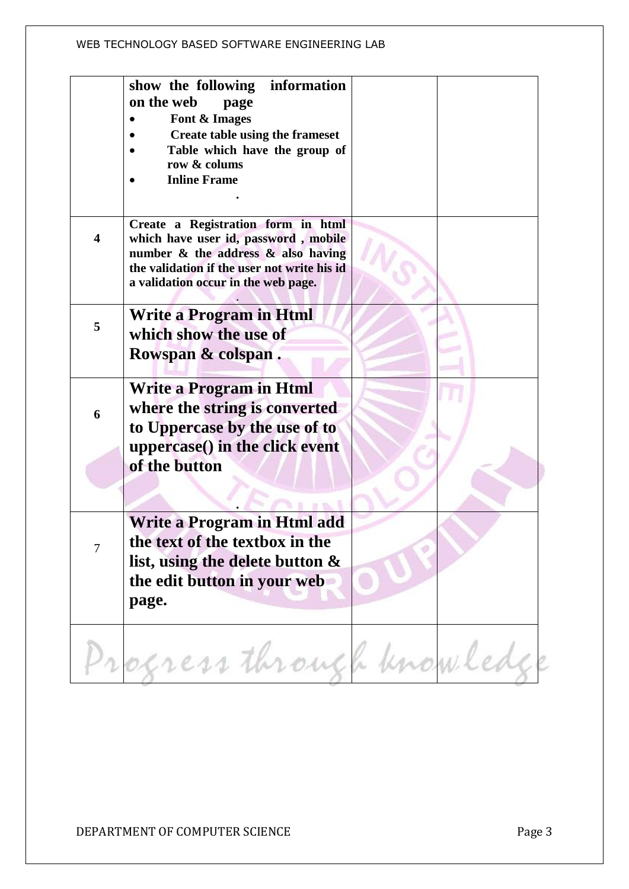| | | | |
|---|---|---|---|
| | **show the following information on the web page**<br>• **Font & Images**<br>• **Create table using the frameset**<br>• **Table which have the group of row & colums**<br>• **Inline Frame**<br>**.** | | |
| **4** | **Create a Registration form in html which have user id, password , mobile number & the address & also having the validation if the user not write his id a validation occur in the web page.**<br>**.** | | |
| **5** | **Write a Program in Html which show the use of Rowspan & colspan .** | | |
| **6** | **Write a Program in Html where the string is converted to Uppercase by the use of to uppercase() in the click event of the button**<br>**.** | | |
| 7 | **Write a Program in Html add the text of the textbox in the list, using the delete button & the edit button in your web page.** | | |
| | | | |